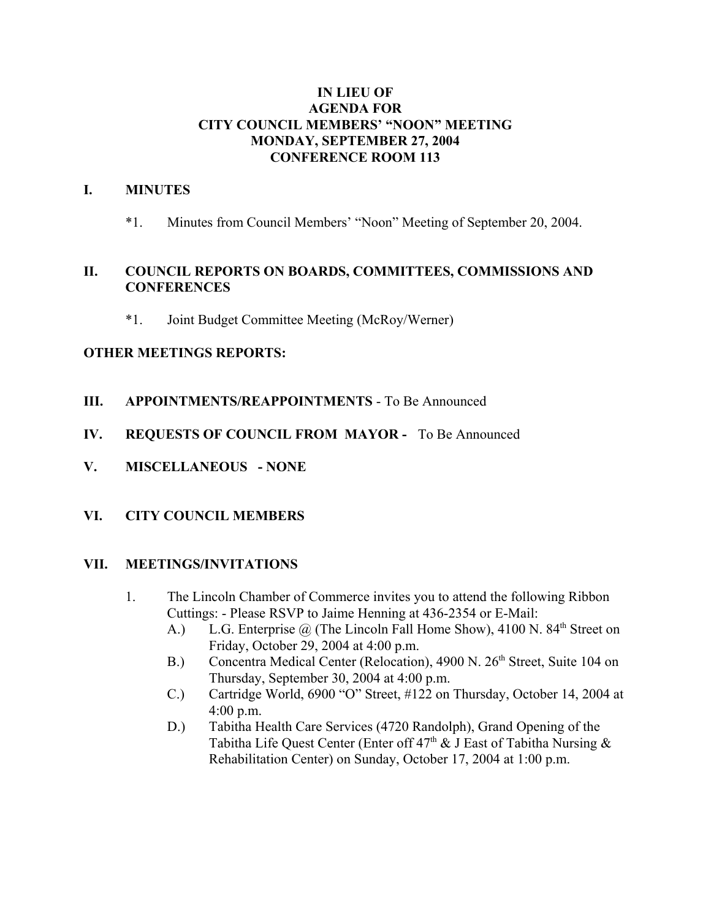# IN LIEU OF
# AGENDA FOR
# CITY COUNCIL MEMBERS' "NOON" MEETING
# MONDAY, SEPTEMBER 27, 2004
# CONFERENCE ROOM 113

## I. MINUTES

*1. Minutes from Council Members' "Noon" Meeting of September 20, 2004.

## II. COUNCIL REPORTS ON BOARDS, COMMITTEES, COMMISSIONS AND CONFERENCES

*1. Joint Budget Committee Meeting (McRoy/Werner)

**OTHER MEETINGS REPORTS:**

## III. APPOINTMENTS/REAPPOINTMENTS - To Be Announced

## IV. REQUESTS OF COUNCIL FROM MAYOR - To Be Announced

## V. MISCELLANEOUS - NONE

## VI. CITY COUNCIL MEMBERS

## VII. MEETINGS/INVITATIONS

1. The Lincoln Chamber of Commerce invites you to attend the following Ribbon Cuttings: - Please RSVP to Jaime Henning at 436-2354 or E-Mail:
   - A.) L.G. Enterprise @ (The Lincoln Fall Home Show), 4100 N. 84th Street on Friday, October 29, 2004 at 4:00 p.m.
   - B.) Concentra Medical Center (Relocation), 4900 N. 26th Street, Suite 104 on Thursday, September 30, 2004 at 4:00 p.m.
   - C.) Cartridge World, 6900 "O" Street, #122 on Thursday, October 14, 2004 at 4:00 p.m.
   - D.) Tabitha Health Care Services (4720 Randolph), Grand Opening of the Tabitha Life Quest Center (Enter off 47th & J East of Tabitha Nursing & Rehabilitation Center) on Sunday, October 17, 2004 at 1:00 p.m.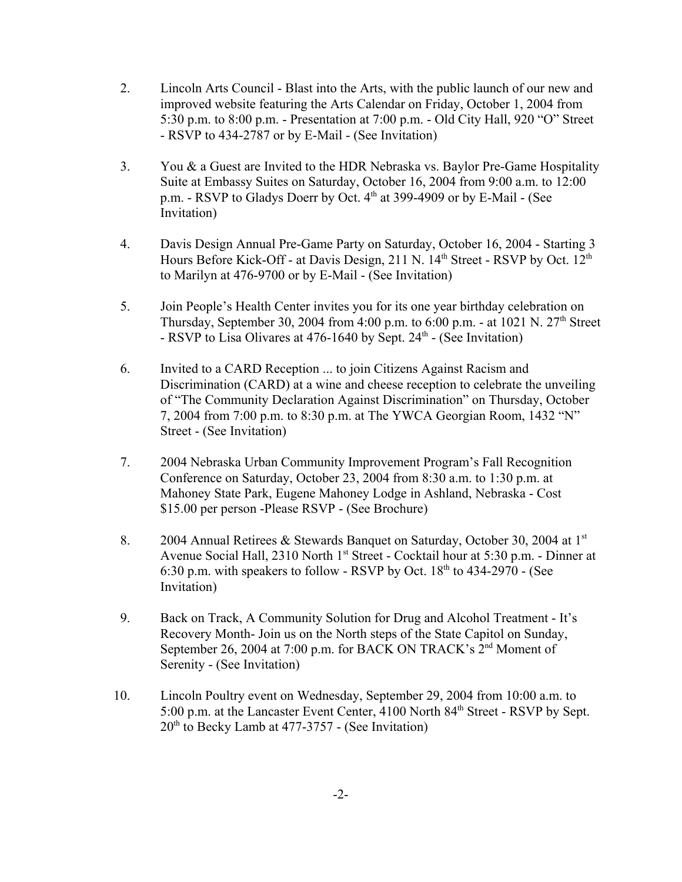2. Lincoln Arts Council - Blast into the Arts, with the public launch of our new and improved website featuring the Arts Calendar on Friday, October 1, 2004 from 5:30 p.m. to 8:00 p.m. - Presentation at 7:00 p.m. - Old City Hall, 920 "O" Street - RSVP to 434-2787 or by E-Mail - (See Invitation)

3. You & a Guest are Invited to the HDR Nebraska vs. Baylor Pre-Game Hospitality Suite at Embassy Suites on Saturday, October 16, 2004 from 9:00 a.m. to 12:00 p.m. - RSVP to Gladys Doerr by Oct. 4th at 399-4909 or by E-Mail - (See Invitation)

4. Davis Design Annual Pre-Game Party on Saturday, October 16, 2004 - Starting 3 Hours Before Kick-Off - at Davis Design, 211 N. 14th Street - RSVP by Oct. 12th to Marilyn at 476-9700 or by E-Mail - (See Invitation)

5. Join People's Health Center invites you for its one year birthday celebration on Thursday, September 30, 2004 from 4:00 p.m. to 6:00 p.m. - at 1021 N. 27th Street - RSVP to Lisa Olivares at 476-1640 by Sept. 24th - (See Invitation)

6. Invited to a CARD Reception ... to join Citizens Against Racism and Discrimination (CARD) at a wine and cheese reception to celebrate the unveiling of "The Community Declaration Against Discrimination" on Thursday, October 7, 2004 from 7:00 p.m. to 8:30 p.m. at The YWCA Georgian Room, 1432 "N" Street - (See Invitation)

7. 2004 Nebraska Urban Community Improvement Program's Fall Recognition Conference on Saturday, October 23, 2004 from 8:30 a.m. to 1:30 p.m. at Mahoney State Park, Eugene Mahoney Lodge in Ashland, Nebraska - Cost $15.00 per person -Please RSVP - (See Brochure)

8. 2004 Annual Retirees & Stewards Banquet on Saturday, October 30, 2004 at 1st Avenue Social Hall, 2310 North 1st Street - Cocktail hour at 5:30 p.m. - Dinner at 6:30 p.m. with speakers to follow - RSVP by Oct. 18th to 434-2970 - (See Invitation)

9. Back on Track, A Community Solution for Drug and Alcohol Treatment - It's Recovery Month- Join us on the North steps of the State Capitol on Sunday, September 26, 2004 at 7:00 p.m. for BACK ON TRACK's 2nd Moment of Serenity - (See Invitation)

10. Lincoln Poultry event on Wednesday, September 29, 2004 from 10:00 a.m. to 5:00 p.m. at the Lancaster Event Center, 4100 North 84th Street - RSVP by Sept. 20th to Becky Lamb at 477-3757 - (See Invitation)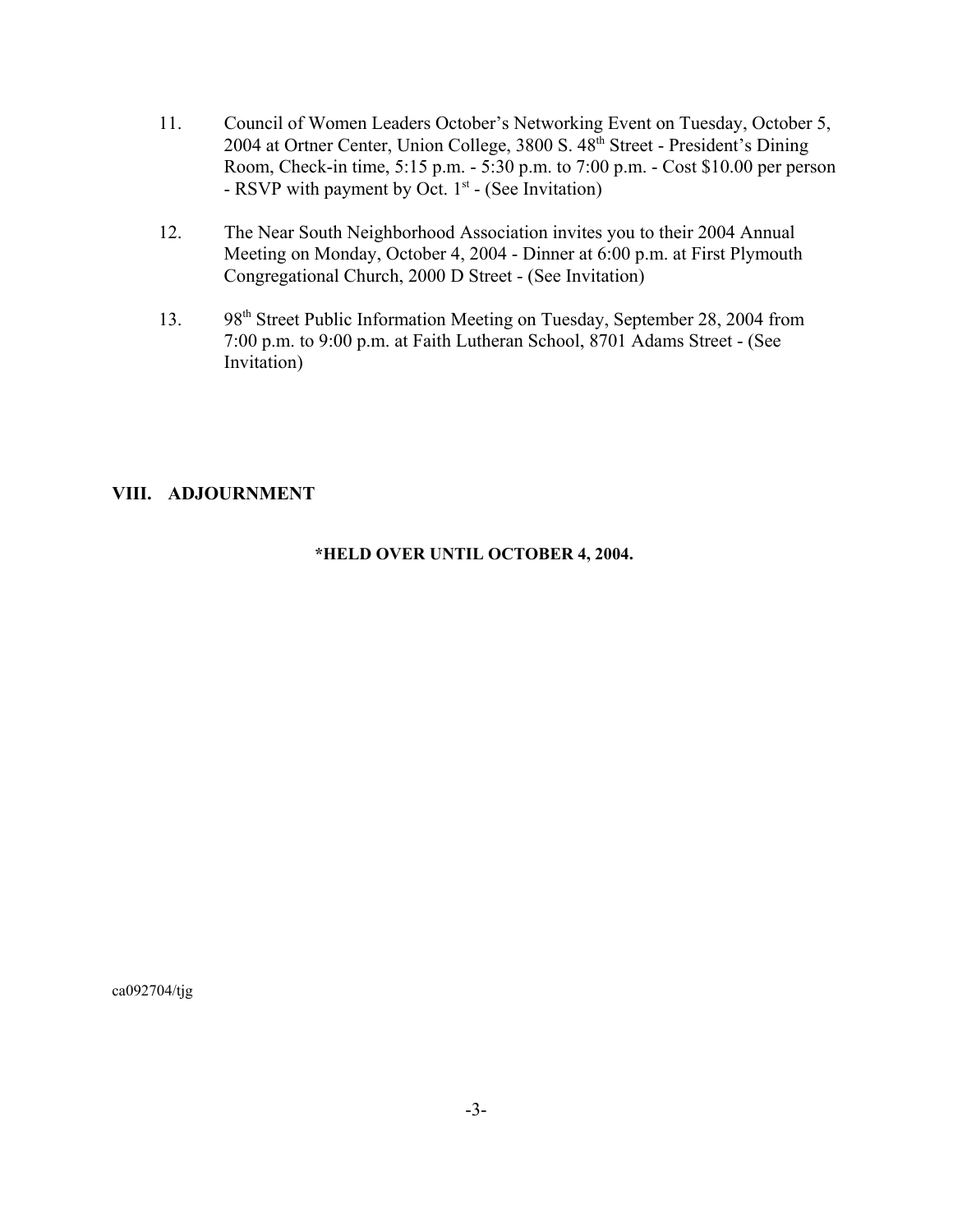11. Council of Women Leaders October's Networking Event on Tuesday, October 5, 2004 at Ortner Center, Union College, 3800 S. 48th Street - President's Dining Room, Check-in time, 5:15 p.m. - 5:30 p.m. to 7:00 p.m. - Cost $10.00 per person - RSVP with payment by Oct. 1st - (See Invitation)

12. The Near South Neighborhood Association invites you to their 2004 Annual Meeting on Monday, October 4, 2004 - Dinner at 6:00 p.m. at First Plymouth Congregational Church, 2000 D Street - (See Invitation)

13. 98th Street Public Information Meeting on Tuesday, September 28, 2004 from 7:00 p.m. to 9:00 p.m. at Faith Lutheran School, 8701 Adams Street - (See Invitation)

## VIII. ADJOURNMENT

**\*HELD OVER UNTIL OCTOBER 4, 2004.**

ca092704/tjg